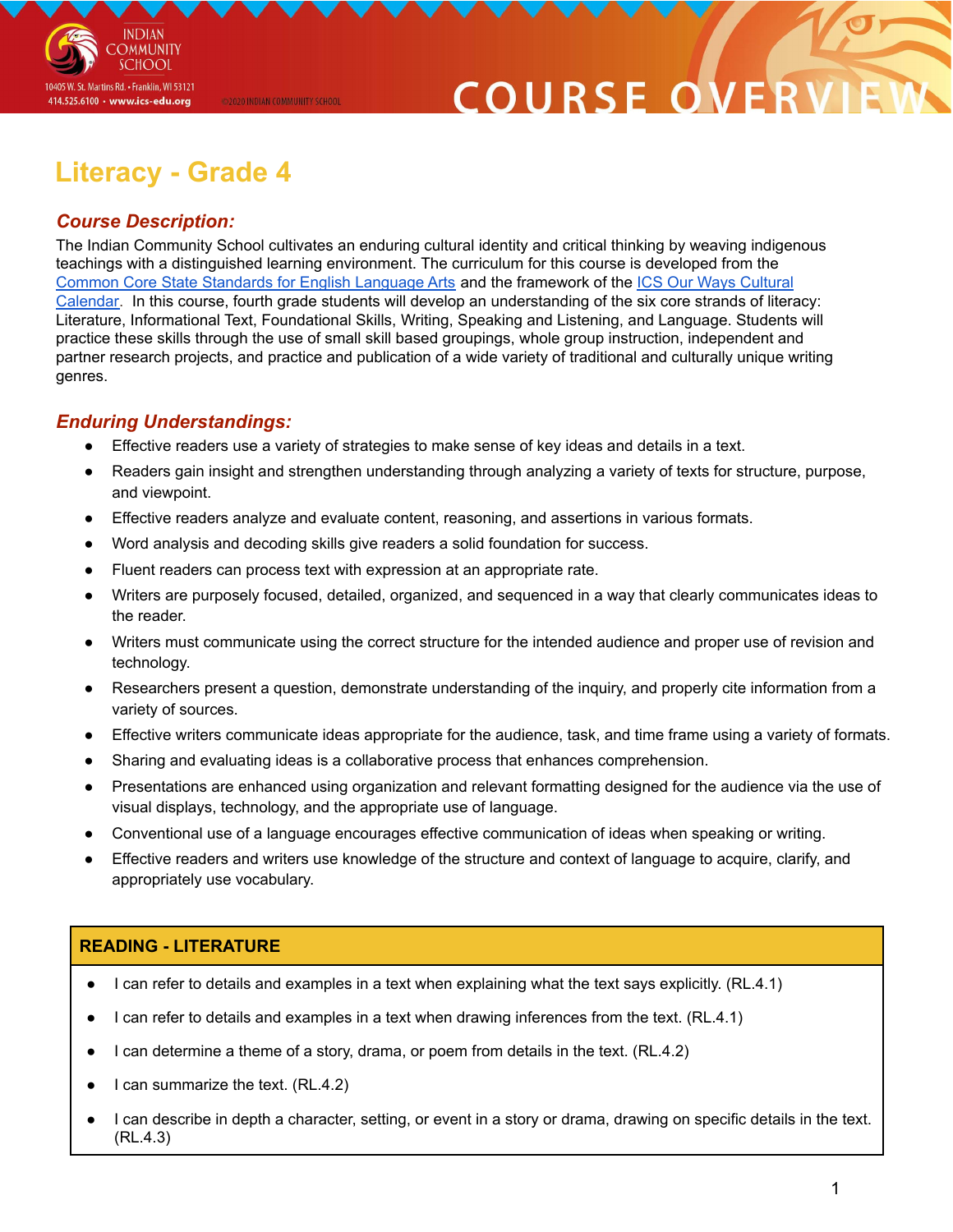INDIAN COMMUNITY SCHOOL
10405 W. St. Martins Rd. • Franklin, WI 53121
414.525.6100 • www.ics-edu.org

©2020 INDIAN COMMUNITY SCHOOL

COURSE OVERVIEW

# Literacy - Grade 4

## *Course Description:*

The Indian Community School cultivates an enduring cultural identity and critical thinking by weaving indigenous teachings with a distinguished learning environment. The curriculum for this course is developed from the Common Core State Standards for English Language Arts and the framework of the ICS Our Ways Cultural Calendar. In this course, fourth grade students will develop an understanding of the six core strands of literacy: Literature, Informational Text, Foundational Skills, Writing, Speaking and Listening, and Language. Students will practice these skills through the use of small skill based groupings, whole group instruction, independent and partner research projects, and practice and publication of a wide variety of traditional and culturally unique writing genres.

## *Enduring Understandings:*

- Effective readers use a variety of strategies to make sense of key ideas and details in a text.
- Readers gain insight and strengthen understanding through analyzing a variety of texts for structure, purpose, and viewpoint.
- Effective readers analyze and evaluate content, reasoning, and assertions in various formats.
- Word analysis and decoding skills give readers a solid foundation for success.
- Fluent readers can process text with expression at an appropriate rate.
- Writers are purposely focused, detailed, organized, and sequenced in a way that clearly communicates ideas to the reader.
- Writers must communicate using the correct structure for the intended audience and proper use of revision and technology.
- Researchers present a question, demonstrate understanding of the inquiry, and properly cite information from a variety of sources.
- Effective writers communicate ideas appropriate for the audience, task, and time frame using a variety of formats.
- Sharing and evaluating ideas is a collaborative process that enhances comprehension.
- Presentations are enhanced using organization and relevant formatting designed for the audience via the use of visual displays, technology, and the appropriate use of language.
- Conventional use of a language encourages effective communication of ideas when speaking or writing.
- Effective readers and writers use knowledge of the structure and context of language to acquire, clarify, and appropriately use vocabulary.

| READING - LITERATURE |
| --- |
| • I can refer to details and examples in a text when explaining what the text says explicitly. (RL.4.1) |
| • I can refer to details and examples in a text when drawing inferences from the text. (RL.4.1) |
| • I can determine a theme of a story, drama, or poem from details in the text. (RL.4.2) |
| • I can summarize the text. (RL.4.2) |
| • I can describe in depth a character, setting, or event in a story or drama, drawing on specific details in the text. (RL.4.3) |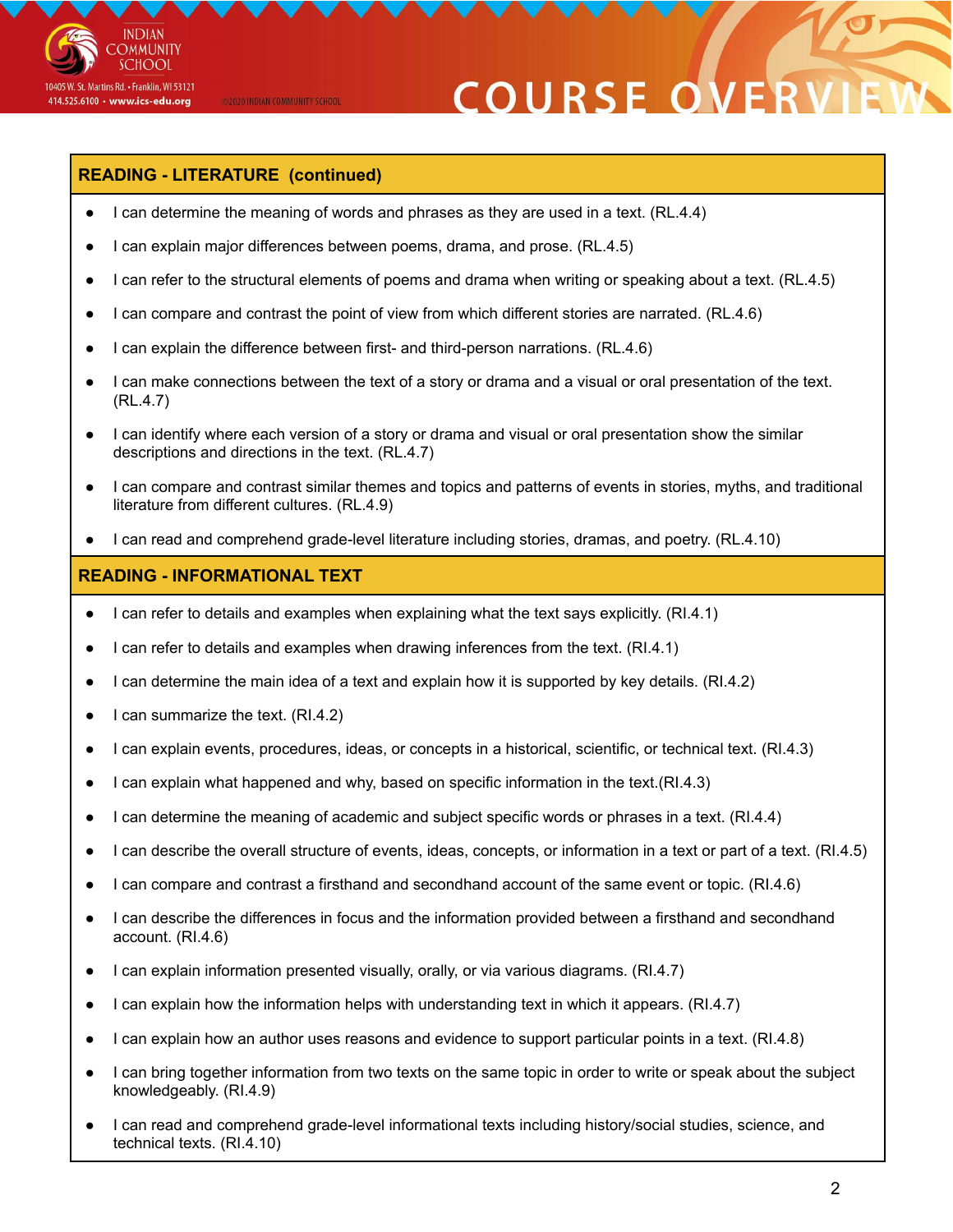## READING - LITERATURE (continued)

- I can determine the meaning of words and phrases as they are used in a text. (RL.4.4)
- I can explain major differences between poems, drama, and prose. (RL.4.5)
- I can refer to the structural elements of poems and drama when writing or speaking about a text. (RL.4.5)
- I can compare and contrast the point of view from which different stories are narrated. (RL.4.6)
- I can explain the difference between first- and third-person narrations. (RL.4.6)
- I can make connections between the text of a story or drama and a visual or oral presentation of the text. (RL.4.7)
- I can identify where each version of a story or drama and visual or oral presentation show the similar descriptions and directions in the text. (RL.4.7)
- I can compare and contrast similar themes and topics and patterns of events in stories, myths, and traditional literature from different cultures. (RL.4.9)
- I can read and comprehend grade-level literature including stories, dramas, and poetry. (RL.4.10)

## READING - INFORMATIONAL TEXT

- I can refer to details and examples when explaining what the text says explicitly. (RI.4.1)
- I can refer to details and examples when drawing inferences from the text. (RI.4.1)
- I can determine the main idea of a text and explain how it is supported by key details. (RI.4.2)
- I can summarize the text. (RI.4.2)
- I can explain events, procedures, ideas, or concepts in a historical, scientific, or technical text. (RI.4.3)
- I can explain what happened and why, based on specific information in the text.(RI.4.3)
- I can determine the meaning of academic and subject specific words or phrases in a text. (RI.4.4)
- I can describe the overall structure of events, ideas, concepts, or information in a text or part of a text. (RI.4.5)
- I can compare and contrast a firsthand and secondhand account of the same event or topic. (RI.4.6)
- I can describe the differences in focus and the information provided between a firsthand and secondhand account. (RI.4.6)
- I can explain information presented visually, orally, or via various diagrams. (RI.4.7)
- I can explain how the information helps with understanding text in which it appears. (RI.4.7)
- I can explain how an author uses reasons and evidence to support particular points in a text. (RI.4.8)
- I can bring together information from two texts on the same topic in order to write or speak about the subject knowledgeably. (RI.4.9)
- I can read and comprehend grade-level informational texts including history/social studies, science, and technical texts. (RI.4.10)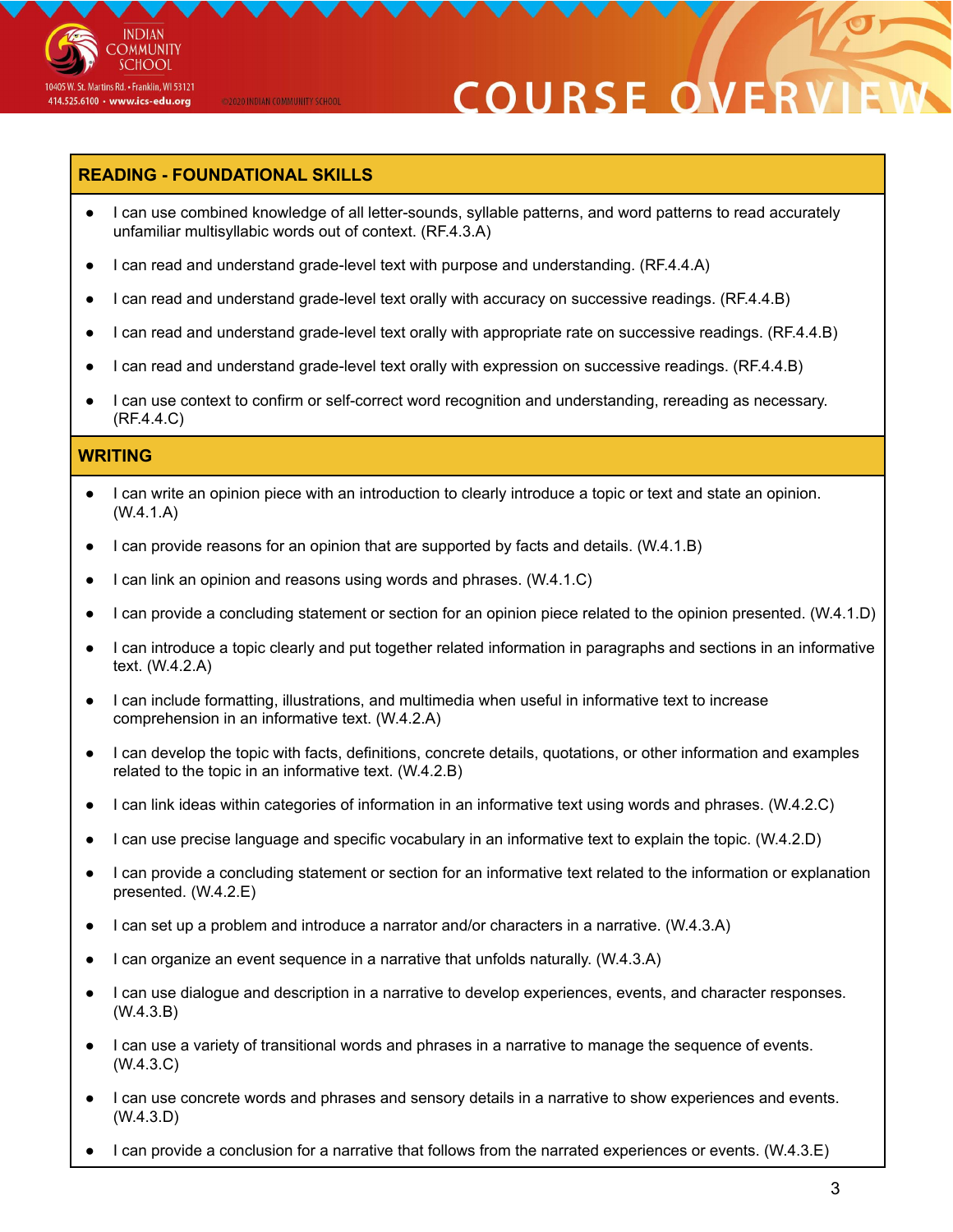## READING - FOUNDATIONAL SKILLS

- I can use combined knowledge of all letter-sounds, syllable patterns, and word patterns to read accurately unfamiliar multisyllabic words out of context. (RF.4.3.A)
- I can read and understand grade-level text with purpose and understanding. (RF.4.4.A)
- I can read and understand grade-level text orally with accuracy on successive readings. (RF.4.4.B)
- I can read and understand grade-level text orally with appropriate rate on successive readings. (RF.4.4.B)
- I can read and understand grade-level text orally with expression on successive readings. (RF.4.4.B)
- I can use context to confirm or self-correct word recognition and understanding, rereading as necessary. (RF.4.4.C)

## WRITING

- I can write an opinion piece with an introduction to clearly introduce a topic or text and state an opinion. (W.4.1.A)
- I can provide reasons for an opinion that are supported by facts and details. (W.4.1.B)
- I can link an opinion and reasons using words and phrases. (W.4.1.C)
- I can provide a concluding statement or section for an opinion piece related to the opinion presented. (W.4.1.D)
- I can introduce a topic clearly and put together related information in paragraphs and sections in an informative text. (W.4.2.A)
- I can include formatting, illustrations, and multimedia when useful in informative text to increase comprehension in an informative text. (W.4.2.A)
- I can develop the topic with facts, definitions, concrete details, quotations, or other information and examples related to the topic in an informative text. (W.4.2.B)
- I can link ideas within categories of information in an informative text using words and phrases. (W.4.2.C)
- I can use precise language and specific vocabulary in an informative text to explain the topic. (W.4.2.D)
- I can provide a concluding statement or section for an informative text related to the information or explanation presented. (W.4.2.E)
- I can set up a problem and introduce a narrator and/or characters in a narrative. (W.4.3.A)
- I can organize an event sequence in a narrative that unfolds naturally. (W.4.3.A)
- I can use dialogue and description in a narrative to develop experiences, events, and character responses. (W.4.3.B)
- I can use a variety of transitional words and phrases in a narrative to manage the sequence of events. (W.4.3.C)
- I can use concrete words and phrases and sensory details in a narrative to show experiences and events. (W.4.3.D)
- I can provide a conclusion for a narrative that follows from the narrated experiences or events. (W.4.3.E)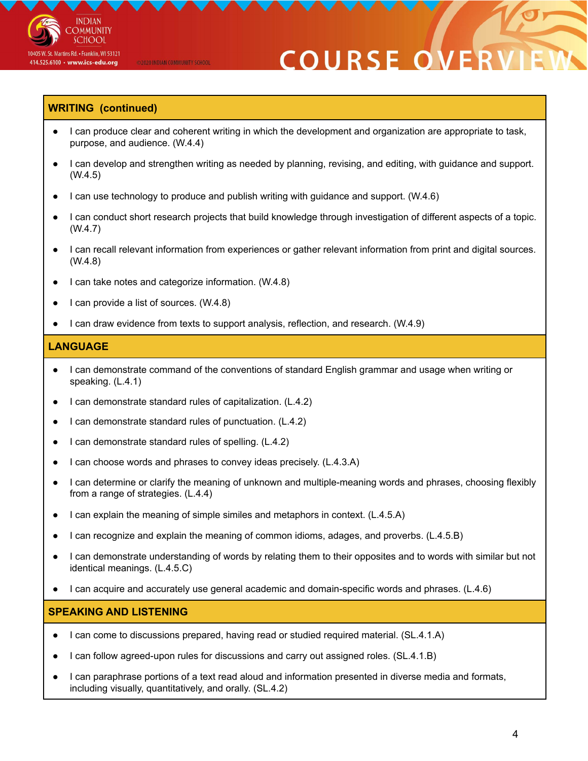## WRITING (continued)

- I can produce clear and coherent writing in which the development and organization are appropriate to task, purpose, and audience. (W.4.4)
- I can develop and strengthen writing as needed by planning, revising, and editing, with guidance and support. (W.4.5)
- I can use technology to produce and publish writing with guidance and support. (W.4.6)
- I can conduct short research projects that build knowledge through investigation of different aspects of a topic. (W.4.7)
- I can recall relevant information from experiences or gather relevant information from print and digital sources. (W.4.8)
- I can take notes and categorize information. (W.4.8)
- I can provide a list of sources. (W.4.8)
- I can draw evidence from texts to support analysis, reflection, and research. (W.4.9)

## LANGUAGE

- I can demonstrate command of the conventions of standard English grammar and usage when writing or speaking. (L.4.1)
- I can demonstrate standard rules of capitalization. (L.4.2)
- I can demonstrate standard rules of punctuation. (L.4.2)
- I can demonstrate standard rules of spelling. (L.4.2)
- I can choose words and phrases to convey ideas precisely. (L.4.3.A)
- I can determine or clarify the meaning of unknown and multiple-meaning words and phrases, choosing flexibly from a range of strategies. (L.4.4)
- I can explain the meaning of simple similes and metaphors in context. (L.4.5.A)
- I can recognize and explain the meaning of common idioms, adages, and proverbs. (L.4.5.B)
- I can demonstrate understanding of words by relating them to their opposites and to words with similar but not identical meanings. (L.4.5.C)
- I can acquire and accurately use general academic and domain-specific words and phrases. (L.4.6)

## SPEAKING AND LISTENING

- I can come to discussions prepared, having read or studied required material. (SL.4.1.A)
- I can follow agreed-upon rules for discussions and carry out assigned roles. (SL.4.1.B)
- I can paraphrase portions of a text read aloud and information presented in diverse media and formats, including visually, quantitatively, and orally. (SL.4.2)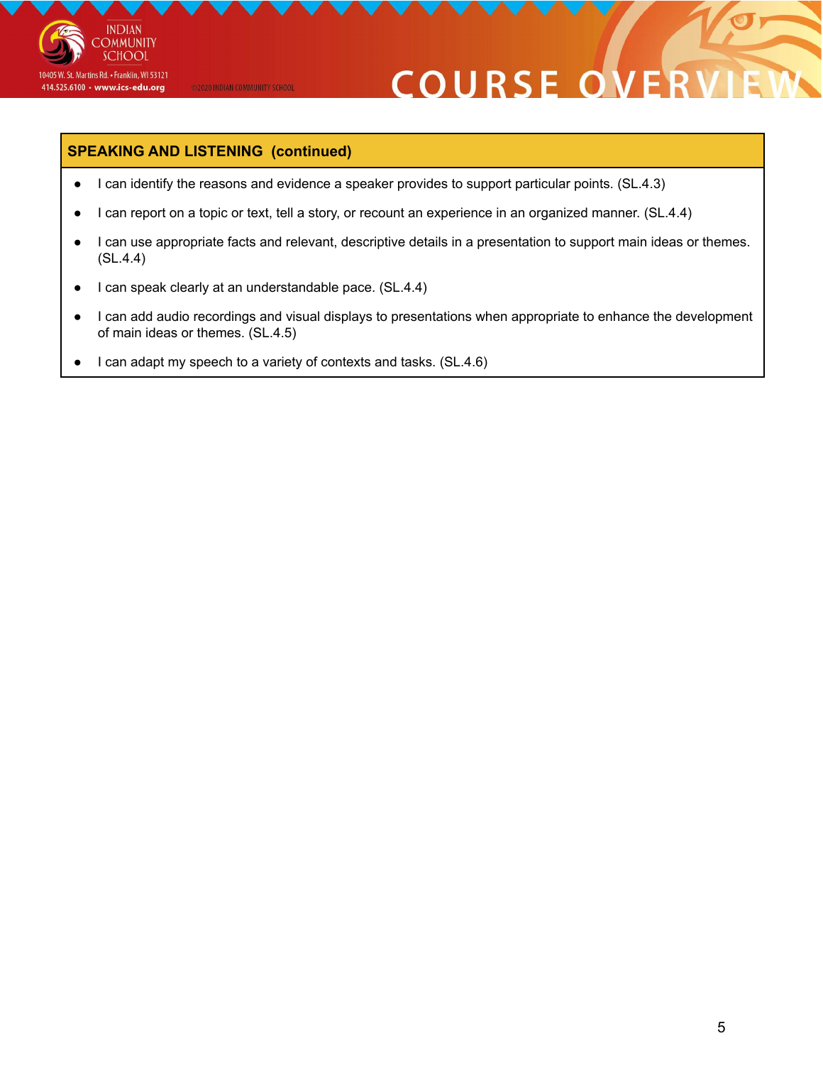## SPEAKING AND LISTENING (continued)

- I can identify the reasons and evidence a speaker provides to support particular points. (SL.4.3)
- I can report on a topic or text, tell a story, or recount an experience in an organized manner. (SL.4.4)
- I can use appropriate facts and relevant, descriptive details in a presentation to support main ideas or themes. (SL.4.4)
- I can speak clearly at an understandable pace. (SL.4.4)
- I can add audio recordings and visual displays to presentations when appropriate to enhance the development of main ideas or themes. (SL.4.5)
- I can adapt my speech to a variety of contexts and tasks. (SL.4.6)